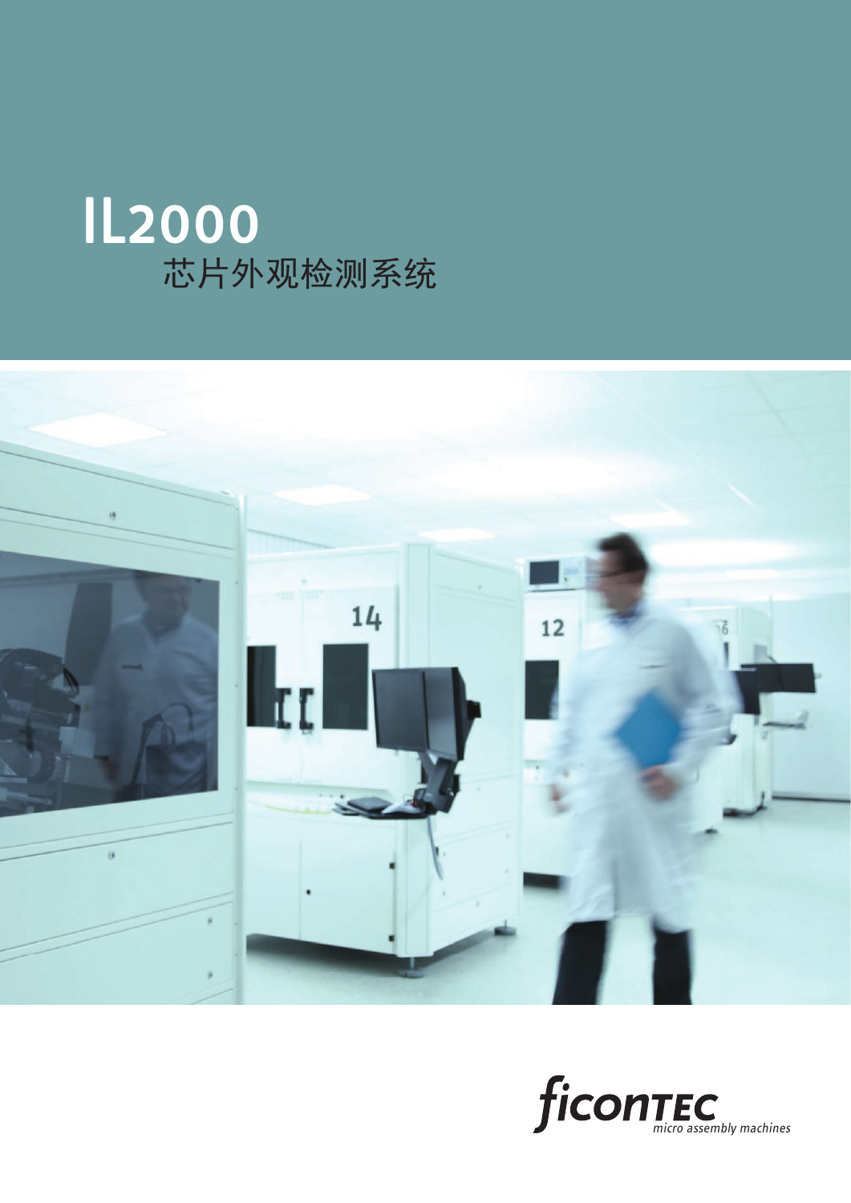# IL2000

## 芯片外观检测系统

ficonTEC

*micro assembly machines*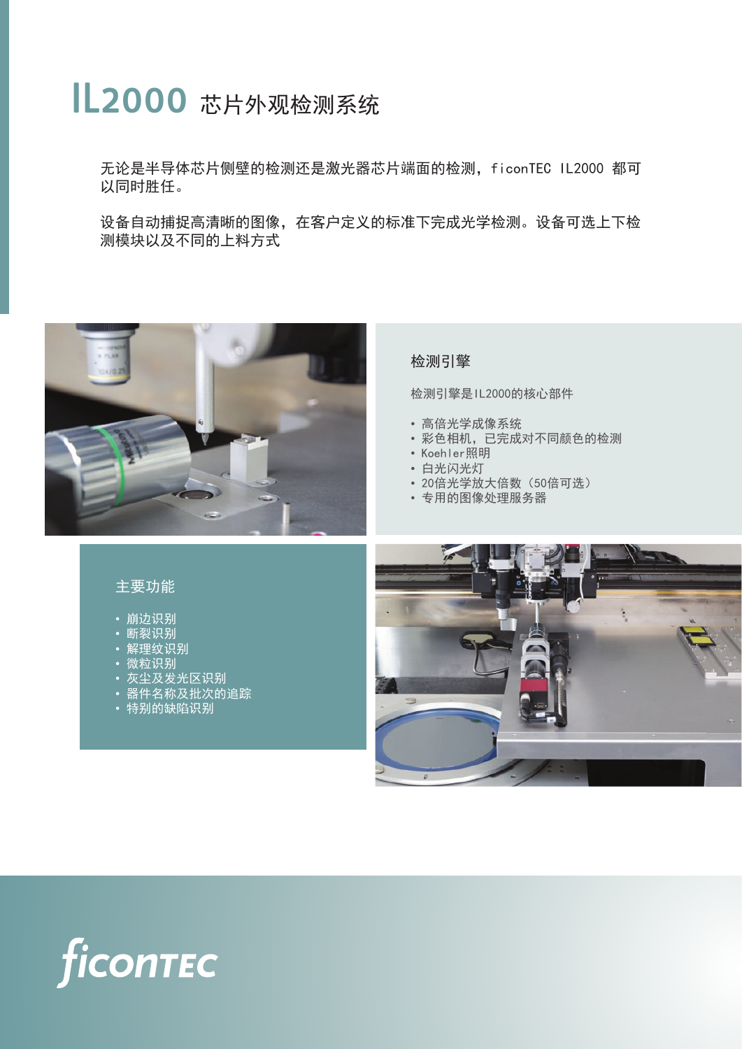# IL2000 芯片外观检测系统

无论是半导体芯片侧壁的检测还是激光器芯片端面的检测，ficonTEC IL2000 都可以同时胜任。

设备自动捕捉高清晰的图像，在客户定义的标准下完成光学检测。设备可选上下检测模块以及不同的上料方式

## 检测引擎

检测引擎是IL2000的核心部件

- 高倍光学成像系统
- 彩色相机，已完成对不同颜色的检测
- Koehler照明
- 白光闪光灯
- 20倍光学放大倍数（50倍可选）
- 专用的图像处理服务器

## 主要功能

- 崩边识别
- 断裂识别
- 解理纹识别
- 微粒识别
- 灰尘及发光区识别
- 器件名称及批次的追踪
- 特别的缺陷识别

ficonTEC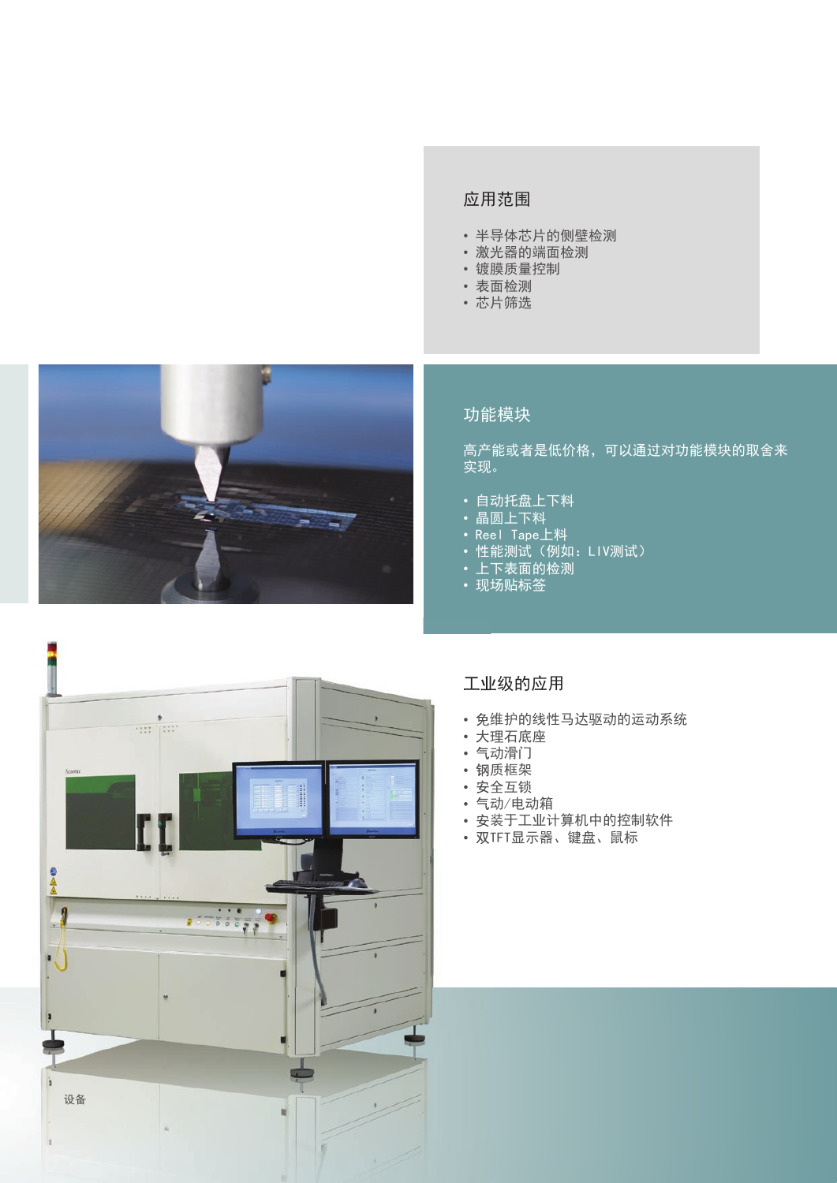## 应用范围

- 半导体芯片的侧壁检测
- 激光器的端面检测
- 镀膜质量控制
- 表面检测
- 芯片筛选

## 功能模块

高产能或者是低价格，可以通过对功能模块的取舍来实现。

- 自动托盘上下料
- 晶圆上下料
- Reel Tape上料
- 性能测试（例如：LIV测试）
- 上下表面的检测
- 现场贴标签

## 工业级的应用

- 免维护的线性马达驱动的运动系统
- 大理石底座
- 气动滑门
- 钢质框架
- 安全互锁
- 气动/电动箱
- 安装于工业计算机中的控制软件
- 双TFT显示器、键盘、鼠标

设备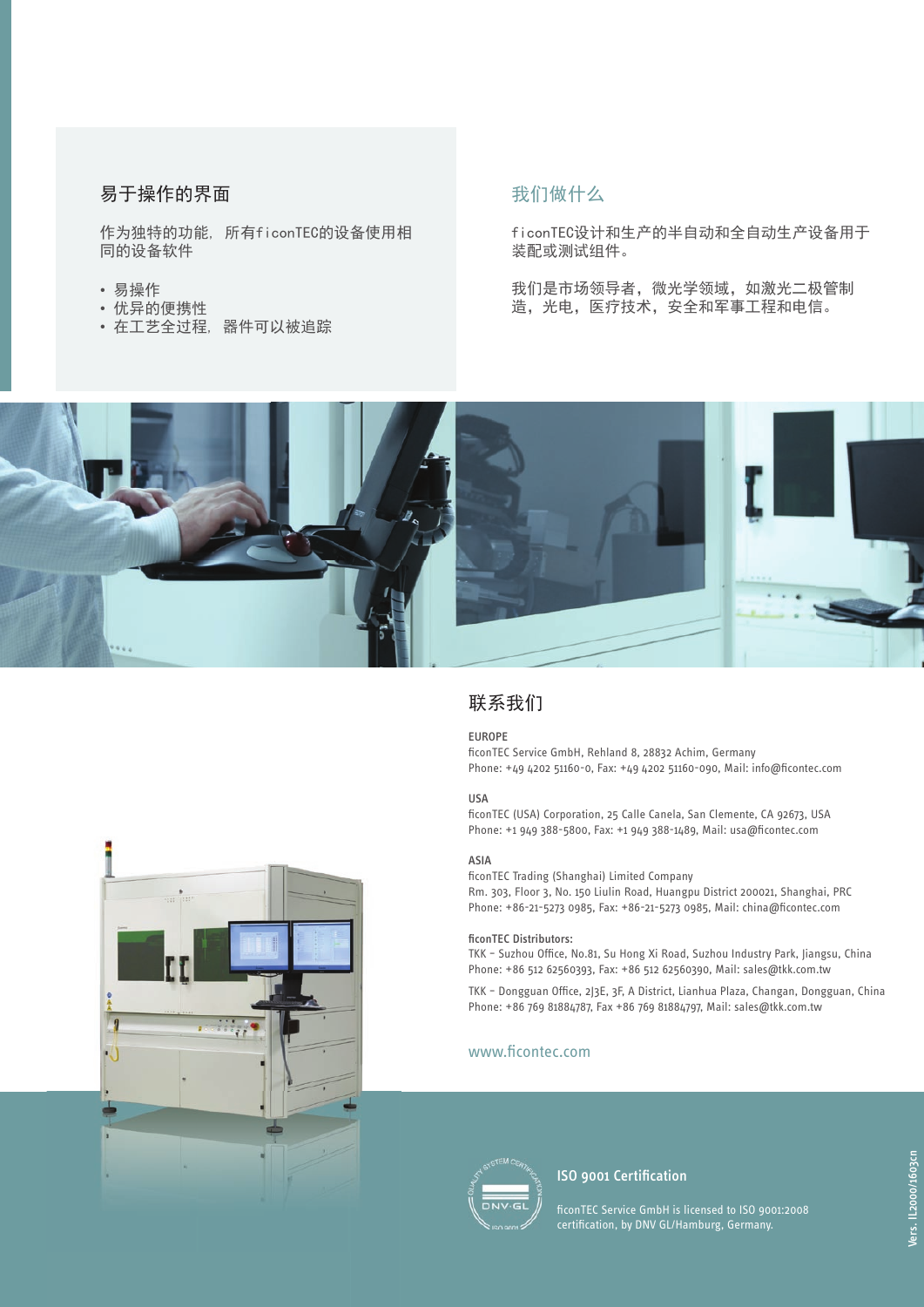## 易于操作的界面

作为独特的功能，所有ficonTEC的设备使用相同的设备软件

- 易操作
- 优异的便携性
- 在工艺全过程，器件可以被追踪

## 我们做什么

ficonTEC设计和生产的半自动和全自动生产设备用于装配或测试组件。

我们是市场领导者，微光学领域，如激光二极管制造，光电，医疗技术，安全和军事工程和电信。

## 联系我们

**EUROPE**
ficonTEC Service GmbH, Rehland 8, 28832 Achim, Germany
Phone: +49 4202 51160-0, Fax: +49 4202 51160-090, Mail: info@ficontec.com

**USA**
ficonTEC (USA) Corporation, 25 Calle Canela, San Clemente, CA 92673, USA
Phone: +1 949 388-5800, Fax: +1 949 388-1489, Mail: usa@ficontec.com

**ASIA**
ficonTEC Trading (Shanghai) Limited Company
Rm. 303, Floor 3, No. 150 Liulin Road, Huangpu District 200021, Shanghai, PRC
Phone: +86-21-5273 0985, Fax: +86-21-5273 0985, Mail: china@ficontec.com

**ficonTEC Distributors:**
TKK – Suzhou Office, No.81, Su Hong Xi Road, Suzhou Industry Park, Jiangsu, China
Phone: +86 512 62560393, Fax: +86 512 62560390, Mail: sales@tkk.com.tw

TKK – Dongguan Office, 2J3E, 3F, A District, Lianhua Plaza, Changan, Dongguan, China
Phone: +86 769 81884787, Fax +86 769 81884797, Mail: sales@tkk.com.tw

www.ficontec.com

**ISO 9001 Certification**

ficonTEC Service GmbH is licensed to ISO 9001:2008 certification, by DNV GL/Hamburg, Germany.

Vers. IL2000/1603cn